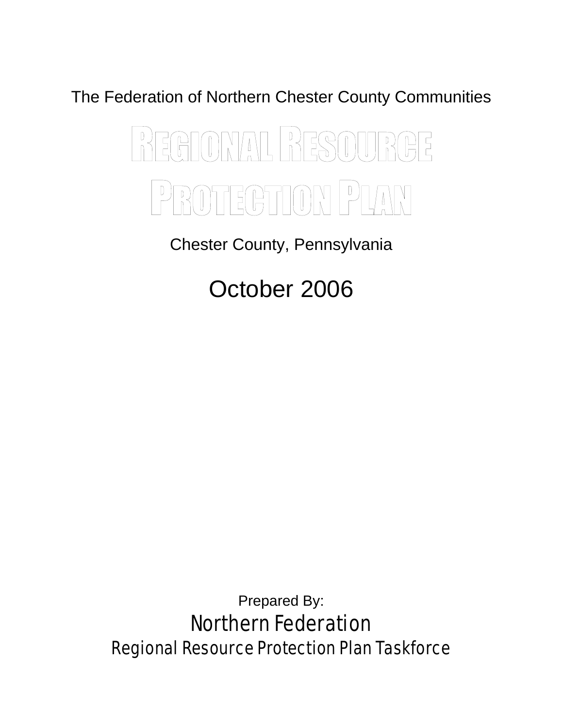The Federation of Northern Chester County Communities

# Regional Resource Protection Plan

Chester County, Pennsylvania

## October 2026

Prepared By:

**Northern Federation**

**Regional Resource Protection Plan Taskforce**

The Federation of Northern Chester County Communities

# Regional Resource Protection Plan

Chester County, Pennsylvania

## October 2006

Prepared By:

**Northern Federation**

**Regional Resource Protection Plan Taskforce**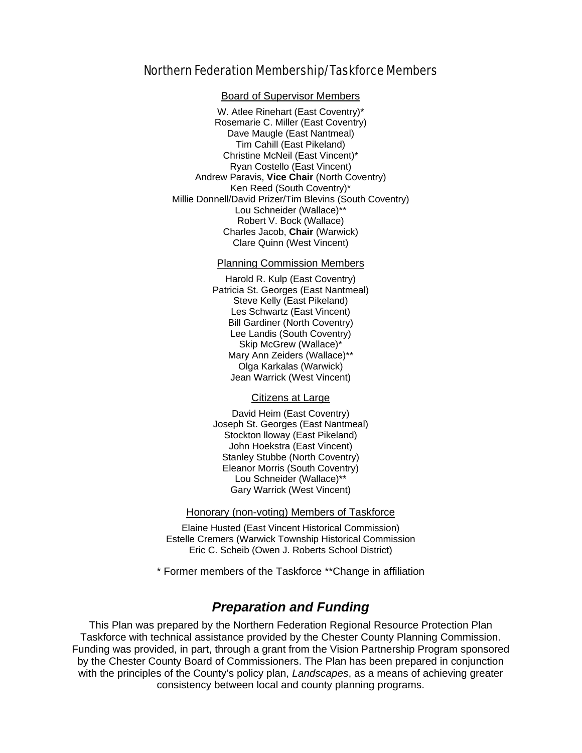# Northern Federation Membership/Taskforce Members

## Board of Supervisor Members

W. Atlee Rinehart (East Coventry)*
Rosemarie C. Miller (East Coventry)
Dave Maugle (East Nantmeal)
Tim Cahill (East Pikeland)
Christine McNeil (East Vincent)*
Ryan Costello (East Vincent)
Andrew Paravis, **Vice Chair** (North Coventry)
Ken Reed (South Coventry)*
Millie Donnell/David Prizer/Tim Blevins (South Coventry)
Lou Schneider (Wallace)**
Robert V. Bock (Wallace)
Charles Jacob, **Chair** (Warwick)
Clare Quinn (West Vincent)

## Planning Commission Members

Harold R. Kulp (East Coventry)
Patricia St. Georges (East Nantmeal)
Steve Kelly (East Pikeland)
Les Schwartz (East Vincent)
Bill Gardiner (North Coventry)
Lee Landis (South Coventry)
Skip McGrew (Wallace)*
Mary Ann Zeiders (Wallace)**
Olga Karkalas (Warwick)
Jean Warrick (West Vincent)

## Citizens at Large

David Heim (East Coventry)
Joseph St. Georges (East Nantmeal)
Stockton lloway (East Pikeland)
John Hoekstra (East Vincent)
Stanley Stubbe (North Coventry)
Eleanor Morris (South Coventry)
Lou Schneider (Wallace)**
Gary Warrick (West Vincent)

## Honorary (non-voting) Members of Taskforce

Elaine Husted (East Vincent Historical Commission)
Estelle Cremers (Warwick Township Historical Commission
Eric C. Scheib (Owen J. Roberts School District)

* Former members of the Taskforce **Change in affiliation

## *Preparation and Funding*

This Plan was prepared by the Northern Federation Regional Resource Protection Plan Taskforce with technical assistance provided by the Chester County Planning Commission. Funding was provided, in part, through a grant from the Vision Partnership Program sponsored by the Chester County Board of Commissioners. The Plan has been prepared in conjunction with the principles of the County's policy plan, *Landscapes*, as a means of achieving greater consistency between local and county planning programs.